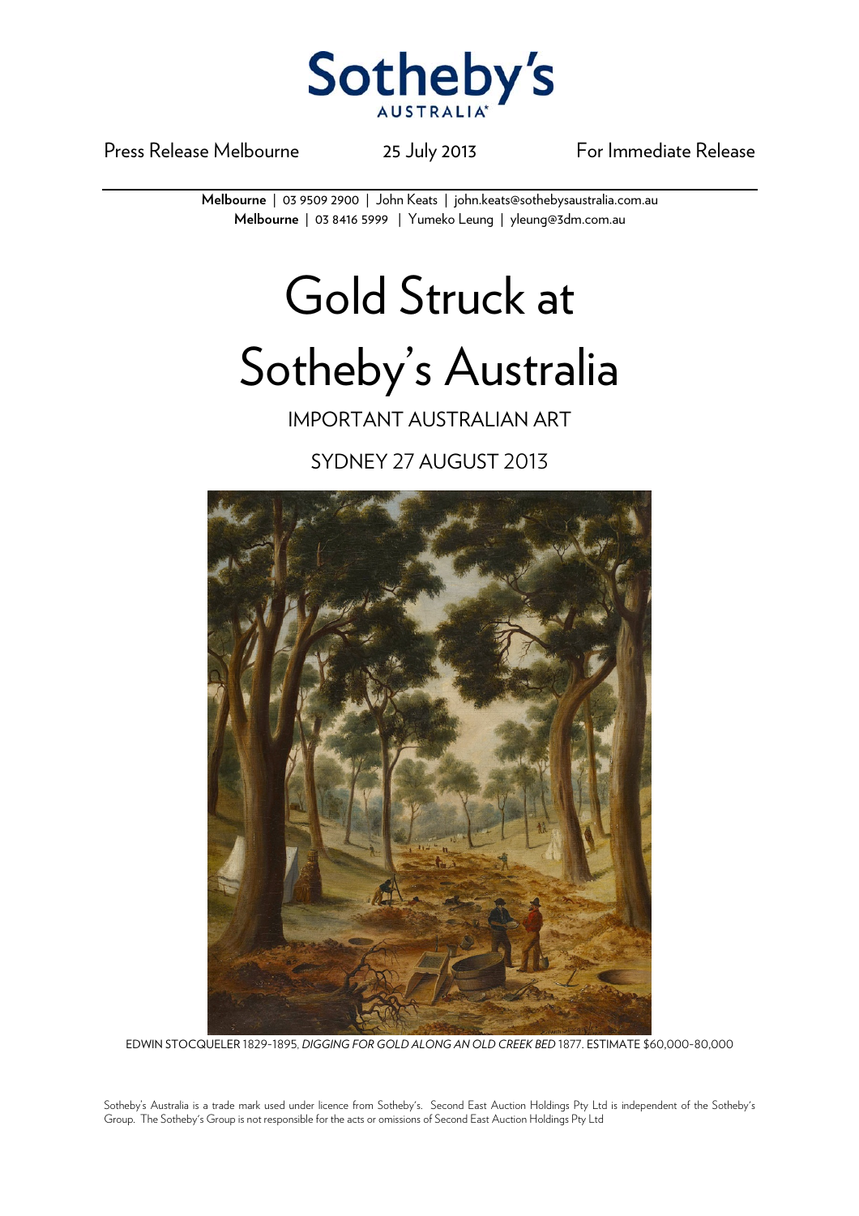Sotheby's AUSTRALIA

Press Release Melbourne | 25 July 2013 | For Immediate Release

**Melbourne** | 03 9509 2900 | John Keats | john.keats@sothebysaustralia.com.au
**Melbourne** | 03 8416 5999 | Yumeko Leung | yleung@3dm.com.au

# Gold Struck at Sotheby's Australia

## IMPORTANT AUSTRALIAN ART

## SYDNEY 27 AUGUST 2013

EDWIN STOCQUELER 1829-1895, *DIGGING FOR GOLD ALONG AN OLD CREEK BED* 1877. ESTIMATE $60,000-80,000

Sotheby's Australia is a trade mark used under licence from Sotheby's. Second East Auction Holdings Pty Ltd is independent of the Sotheby's Group. The Sotheby's Group is not responsible for the acts or omissions of Second East Auction Holdings Pty Ltd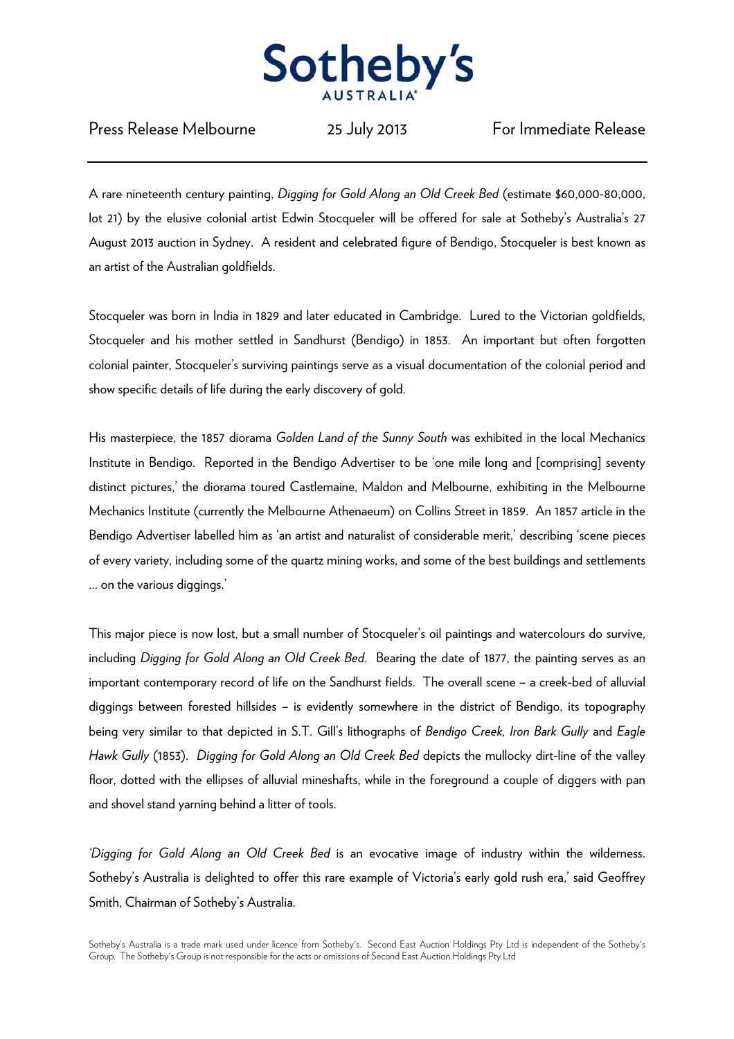# Sotheby's
AUSTRALIA

Press Release Melbourne 25 July 2013 For Immediate Release

---

A rare nineteenth century painting, *Digging for Gold Along an Old Creek Bed* (estimate $60,000-80,000, lot 21) by the elusive colonial artist Edwin Stocqueler will be offered for sale at Sotheby's Australia's 27 August 2013 auction in Sydney. A resident and celebrated figure of Bendigo, Stocqueler is best known as an artist of the Australian goldfields.

Stocqueler was born in India in 1829 and later educated in Cambridge. Lured to the Victorian goldfields, Stocqueler and his mother settled in Sandhurst (Bendigo) in 1853. An important but often forgotten colonial painter, Stocqueler's surviving paintings serve as a visual documentation of the colonial period and show specific details of life during the early discovery of gold.

His masterpiece, the 1857 diorama *Golden Land of the Sunny South* was exhibited in the local Mechanics Institute in Bendigo. Reported in the Bendigo Advertiser to be 'one mile long and [comprising] seventy distinct pictures,' the diorama toured Castlemaine, Maldon and Melbourne, exhibiting in the Melbourne Mechanics Institute (currently the Melbourne Athenaeum) on Collins Street in 1859. An 1857 article in the Bendigo Advertiser labelled him as 'an artist and naturalist of considerable merit,' describing 'scene pieces of every variety, including some of the quartz mining works, and some of the best buildings and settlements … on the various diggings.'

This major piece is now lost, but a small number of Stocqueler's oil paintings and watercolours do survive, including *Digging for Gold Along an Old Creek Bed*. Bearing the date of 1877, the painting serves as an important contemporary record of life on the Sandhurst fields. The overall scene – a creek-bed of alluvial diggings between forested hillsides – is evidently somewhere in the district of Bendigo, its topography being very similar to that depicted in S.T. Gill's lithographs of *Bendigo Creek, Iron Bark Gully* and *Eagle Hawk Gully* (1853). *Digging for Gold Along an Old Creek Bed* depicts the mullocky dirt-line of the valley floor, dotted with the ellipses of alluvial mineshafts, while in the foreground a couple of diggers with pan and shovel stand yarning behind a litter of tools.

'*Digging for Gold Along an Old Creek Bed* is an evocative image of industry within the wilderness. Sotheby's Australia is delighted to offer this rare example of Victoria's early gold rush era,' said Geoffrey Smith, Chairman of Sotheby's Australia.

Sotheby's Australia is a trade mark used under licence from Sotheby's. Second East Auction Holdings Pty Ltd is independent of the Sotheby's Group. The Sotheby's Group is not responsible for the acts or omissions of Second East Auction Holdings Pty Ltd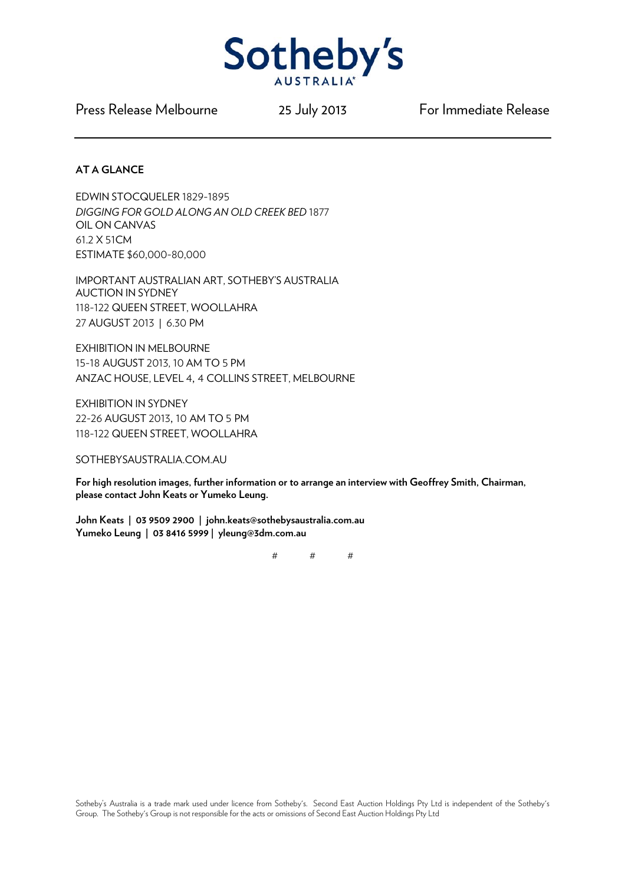# Sotheby's AUSTRALIA

Press Release Melbourne 25 July 2013 For Immediate Release

---

**AT A GLANCE**

EDWIN STOCQUELER 1829-1895
*DIGGING FOR GOLD ALONG AN OLD CREEK BED* 1877
OIL ON CANVAS
61.2 X 51CM
ESTIMATE $60,000-80,000

IMPORTANT AUSTRALIAN ART, SOTHEBY'S AUSTRALIA
AUCTION IN SYDNEY
118-122 QUEEN STREET, WOOLLAHRA
27 AUGUST 2013 | 6.30 PM

EXHIBITION IN MELBOURNE
15-18 AUGUST 2013, 10 AM TO 5 PM
ANZAC HOUSE, LEVEL 4, 4 COLLINS STREET, MELBOURNE

EXHIBITION IN SYDNEY
22-26 AUGUST 2013, 10 AM TO 5 PM
118-122 QUEEN STREET, WOOLLAHRA

SOTHEBYSAUSTRALIA.COM.AU

**For high resolution images, further information or to arrange an interview with Geoffrey Smith, Chairman, please contact John Keats or Yumeko Leung.**

**John Keats | 03 9509 2900 | john.keats@sothebysaustralia.com.au**
**Yumeko Leung | 03 8416 5999 | yleung@3dm.com.au**

# # #

Sotheby's Australia is a trade mark used under licence from Sotheby's. Second East Auction Holdings Pty Ltd is independent of the Sotheby's Group. The Sotheby's Group is not responsible for the acts or omissions of Second East Auction Holdings Pty Ltd